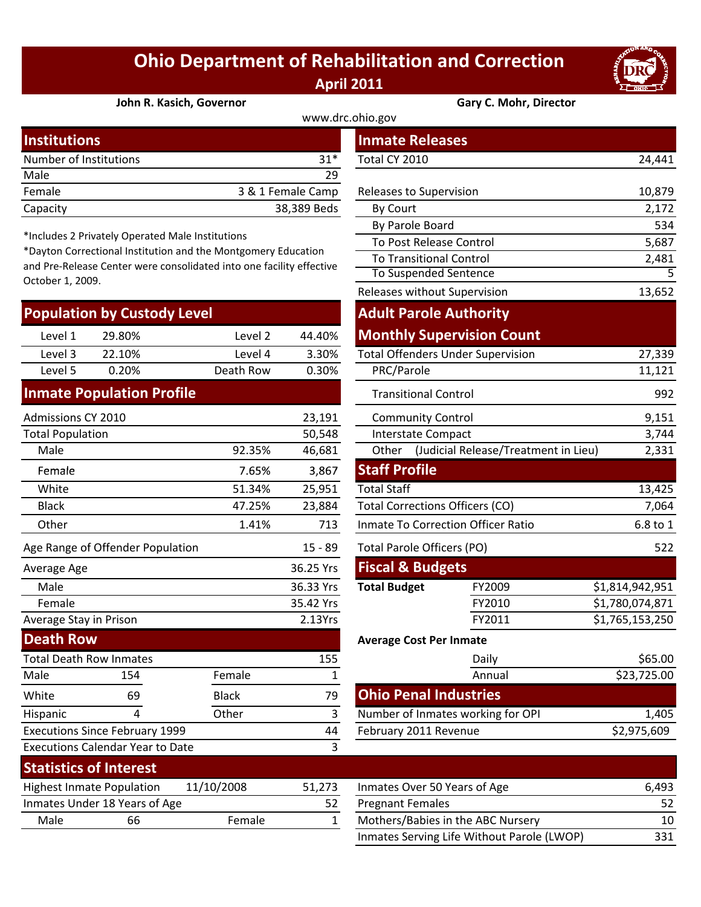# Ohio Department of Rehabilitation and Correction

## April 2011

**John R. Kasich, Governor** **Gary C. Mohr, Director**

www.drc.ohio.gov

## Institutions

| | |
|---|---|
| Number of Institutions | 31* |
| Male | 29 |
| Female | 3 & 1 Female Camp |
| Capacity | 38,389 Beds |

*Includes 2 Privately Operated Male Institutions
*Dayton Correctional Institution and the Montgomery Education and Pre-Release Center were consolidated into one facility effective October 1, 2009.

## Population by Custody Level

| | | | |
|---|---|---|---|
| Level 1 | 29.80% | Level 2 | 44.40% |
| Level 3 | 22.10% | Level 4 | 3.30% |
| Level 5 | 0.20% | Death Row | 0.30% |

## Inmate Population Profile

| | | |
|---|---|---|
| Admissions CY 2010 | | 23,191 |
| Total Population | | 50,548 |
| Male | 92.35% | 46,681 |
| Female | 7.65% | 3,867 |
| White | 51.34% | 25,951 |
| Black | 47.25% | 23,884 |
| Other | 1.41% | 713 |
| Age Range of Offender Population | | 15 - 89 |
| Average Age | | 36.25 Yrs |
| Male | | 36.33 Yrs |
| Female | | 35.42 Yrs |
| Average Stay in Prison | | 2.13Yrs |

## Death Row

| | | | |
|---|---|---|---|
| Total Death Row Inmates | | | 155 |
| Male | 154 | Female | 1 |
| White | 69 | Black | 79 |
| Hispanic | 4 | Other | 3 |
| Executions Since February 1999 | | | 44 |
| Executions Calendar Year to Date | | | 3 |

## Inmate Releases

| | |
|---|---|
| Total CY 2010 | 24,441 |
| Releases to Supervision | 10,879 |
| By Court | 2,172 |
| By Parole Board | 534 |
| To Post Release Control | 5,687 |
| To Transitional Control | 2,481 |
| To Suspended Sentence | 5 |
| Releases without Supervision | 13,652 |

## Adult Parole Authority Monthly Supervision Count

| | |
|---|---|
| Total Offenders Under Supervision | 27,339 |
| PRC/Parole | 11,121 |
| Transitional Control | 992 |
| Community Control | 9,151 |
| Interstate Compact | 3,744 |
| Other (Judicial Release/Treatment in Lieu) | 2,331 |

## Staff Profile

| | |
|---|---|
| Total Staff | 13,425 |
| Total Corrections Officers (CO) | 7,064 |
| Inmate To Correction Officer Ratio | 6.8 to 1 |
| Total Parole Officers (PO) | 522 |

## Fiscal & Budgets

| | | |
|---|---|---|
| **Total Budget** | FY2009 | $1,814,942,951 |
| | FY2010 | $1,780,074,871 |
| | FY2011 | $1,765,153,250 |

**Average Cost Per Inmate**

| | |
|---|---|
| Daily | $65.00 |
| Annual | $23,725.00 |

## Ohio Penal Industries

| | |
|---|---|
| Number of Inmates working for OPI | 1,405 |
| February 2011 Revenue | $2,975,609 |

## Statistics of Interest

| | | | |
|---|---|---|---|
| Highest Inmate Population | 11/10/2008 | | 51,273 |
| Inmates Under 18 Years of Age | | | 52 |
| Male | 66 | Female | 1 |

| | |
|---|---|
| Inmates Over 50 Years of Age | 6,493 |
| Pregnant Females | 52 |
| Mothers/Babies in the ABC Nursery | 10 |
| Inmates Serving Life Without Parole (LWOP) | 331 |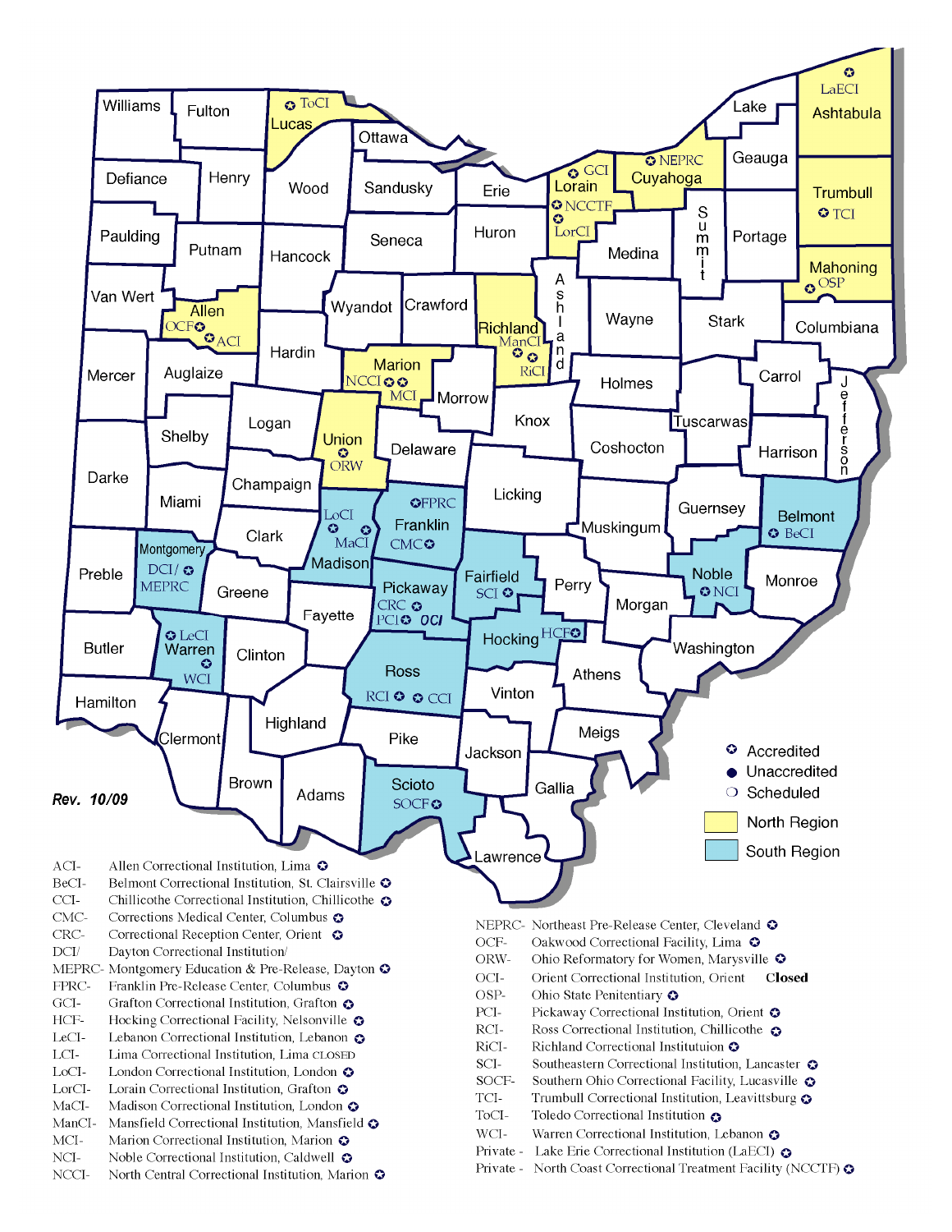Rev. 10/09

✪ Accredited
● Unaccredited
○ Scheduled

North Region

South Region

- ACI- Allen Correctional Institution, Lima ✪
- BeCI- Belmont Correctional Institution, St. Clairsville ✪
- CCI- Chillicothe Correctional Institution, Chillicothe ✪
- CMC- Corrections Medical Center, Columbus ✪
- CRC- Correctional Reception Center, Orient ✪
- DCI/ Dayton Correctional Institution/
- MEPRC- Montgomery Education & Pre-Release, Dayton ✪
- FPRC- Franklin Pre-Release Center, Columbus ✪
- GCI- Grafton Correctional Institution, Grafton ✪
- HCF- Hocking Correctional Facility, Nelsonville ✪
- LeCI- Lebanon Correctional Institution, Lebanon ✪
- LCI- Lima Correctional Institution, Lima CLOSED
- LoCI- London Correctional Institution, London ✪
- LorCI- Lorain Correctional Institution, Grafton ✪
- MaCI- Madison Correctional Institution, London ✪
- ManCI- Mansfield Correctional Institution, Mansfield ✪
- MCI- Marion Correctional Institution, Marion ✪
- NCI- Noble Correctional Institution, Caldwell ✪
- NCCI- North Central Correctional Institution, Marion ✪
- NEPRC- Northeast Pre-Release Center, Cleveland ✪
- OCF- Oakwood Correctional Facility, Lima ✪
- ORW- Ohio Reformatory for Women, Marysville ✪
- OCI- Orient Correctional Institution, Orient **Closed**
- OSP- Ohio State Penitentiary ✪
- PCI- Pickaway Correctional Institution, Orient ✪
- RCI- Ross Correctional Institution, Chillicothe ✪
- RiCI- Richland Correctional Instituttuion ✪
- SCI- Southeastern Correctional Institution, Lancaster ✪
- SOCF- Southern Ohio Correctional Facility, Lucasville ✪
- TCI- Trumbull Correctional Institution, Leavittsburg ✪
- ToCI- Toledo Correctional Institution ✪
- WCI- Warren Correctional Institution, Lebanon ✪
- Private - Lake Erie Correctional Institution (LaECI) ✪
- Private - North Coast Correctional Treatment Facility (NCCTF) ✪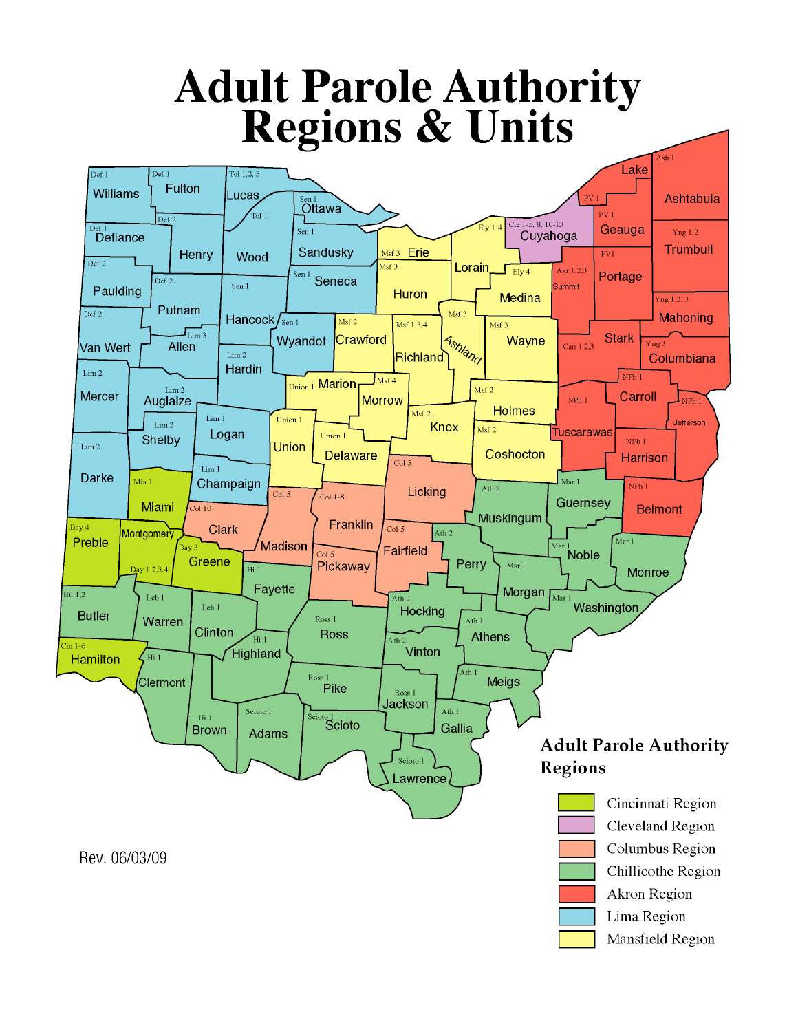# Adult Parole Authority Regions & Units

Williams Def 1
Fulton Def 1
Lucas Tol 1,2,3
Ottawa Sen 1
Defiance Def 1
Henry Def 2
Wood Tol 1
Sandusky Sen 1
Erie Msf 3
Lorain Ely 1-4
Cuyahoga Cle 1-5, 8, 10-13
Lake
Ashtabula Ash 1
Geauga PV 1
Trumbull Yng 1,2
Paulding Def 2
Putnam Def 2
Hancock Sen 1
Seneca Sen 1
Huron Msf 3
Medina Ely 4
Summit Akr 1,2,3
Portage PV1
Mahoning Yng 1, 2, 3
Van Wert Def 2
Allen Lim 3
Wyandot Sen 1
Crawford Msf 2
Richland Msf 1,3,4
Ashland Msf 3
Wayne Msf 3
Stark Can 1,2,3
Columbiana Yng 3
Mercer Lim 2
Auglaize Lim 2
Hardin Lim 2
Marion Union 1
Morrow Msf 4
Holmes Msf 2
Carroll NPh 1
Tuscarawas NPh 1
Jefferson NPh 1
Shelby Lim 2
Logan Lim 1
Union Union 1
Delaware Union 1
Knox Msf 2
Coshocton Msf 2
Harrison NPh 1
Darke Lim 2
Champaign Lim 1
Miami Mia 1
Licking Col 5
Guernsey Mar 1
Belmont NPh 1
Clark Col 10
Madison Col 5
Franklin Col 1-8
Muskingum Ath 2
Preble Day 4
Montgomery Day 1,2,3,4
Greene Day 3
Fairfield Col 5
Perry Ath 2
Noble Mar 1
Monroe Mar 1
Pickaway Col 5
Fayette Hi 1
Morgan Mar 1
Washington Mar 1
Butler Btl 1,2
Warren Leb 1
Clinton Leb 1
Ross Ross 1
Hocking Ath 2
Athens Ath 1
Hamilton Cin 1-6
Highland Hi 1
Vinton Ath 2
Meigs Ath 1
Clermont Hi 1
Pike Ross 1
Jackson Ross 1
Brown Hi 1
Adams Scioto 1
Scioto Scioto 1
Gallia Ath 1
Lawrence Scioto 1

Adult Parole Authority Regions

- Cincinnati Region
- Cleveland Region
- Columbus Region
- Chillicothe Region
- Akron Region
- Lima Region
- Mansfield Region

Rev. 06/03/09